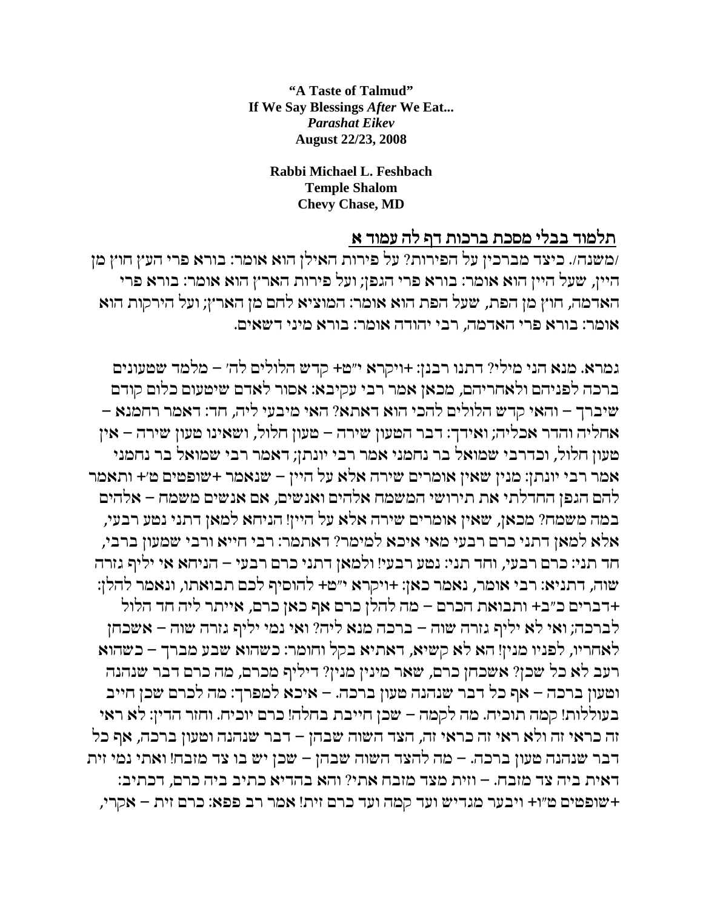**"A Taste of Talmud"**
**If We Say Blessings *After* We Eat...**
***Parashat Eikev***
**August 22/23, 2008**

**Rabbi Michael L. Feshbach**
**Temple Shalom**
**Chevy Chase, MD**

**<u>תלמוד בבלי מסכת ברכות דף לה עמוד א</u>**

/משנה/. כיצד מברכין על הפירות? על פירות האילן הוא אומר: בורא פרי העץ חוץ מן היין, שעל היין הוא אומר: בורא פרי הגפן; ועל פירות הארץ הוא אומר: בורא פרי האדמה, חוץ מן הפת, שעל הפת הוא אומר: המוציא לחם מן הארץ; ועל הירקות הוא אומר: בורא פרי האדמה, רבי יהודה אומר: בורא מיני דשאים.

גמרא. מנא הני מילי? דתנו רבנן: +ויקרא י"ט+ קדש הלולים לה' – מלמד שטעונים ברכה לפניהם ולאחריהם, מכאן אמר רבי עקיבא: אסור לאדם שיטעום כלום קודם שיברך – והאי קדש הלולים להכי הוא דאתא? האי מיבעי ליה, חד: דאמר רחמנא – אחליה והדר אכליה; ואידך: דבר הטעון שירה – טעון חלול, ושאינו טעון שירה – אין טעון חלול, וכדרבי שמואל בר נחמני אמר רבי יונתן; דאמר רבי שמואל בר נחמני אמר רבי יונתן: מנין שאין אומרים שירה אלא על היין – שנאמר +שופטים ט'+ ותאמר להם הגפן החדלתי את תירושי המשמח אלהים ואנשים, אם אנשים משמח – אלהים במה משמח? מכאן, שאין אומרים שירה אלא על היין! הניחא למאן דתני נטע רבעי, אלא למאן דתני כרם רבעי מאי איכא למימר? דאתמר: רבי חייא ורבי שמעון ברבי, חד תני: כרם רבעי, וחד תני: נטע רבעי! ולמאן דתני כרם רבעי – הניחא אי יליף גזרה שוה, דתניא: רבי אומר, נאמר כאן: +ויקרא י"ט+ להוסיף לכם תבואתו, ונאמר להלן: +דברים כ"ב+ ותבואת הכרם – מה להלן כרם אף כאן כרם, אייתר ליה חד הלול לברכה; ואי לא יליף גזרה שוה – ברכה מנא ליה? ואי נמי יליף גזרה שוה – אשכחן לאחריו, לפניו מנין! הא לא קשיא, דאתיא בקל וחומר: כשהוא שבע מברך – כשהוא רעב לא כל שכן? אשכחן כרם, שאר מינין מנין? דיליף מכרם, מה כרם דבר שנהנה וטעון ברכה – אף כל דבר שנהנה טעון ברכה. – איכא למפרך: מה לכרם שכן חייב בעוללות! קמה תוכיח. מה לקמה – שכן חייבת בחלה! כרם יוכיח. וחזר הדין: לא ראי זה כראי זה ולא ראי זה כראי זה, הצד השוה שבהן – דבר שנהנה וטעון ברכה, אף כל דבר שנהנה טעון ברכה. – מה להצד השוה שבהן – שכן יש בו צד מזבח! ואתי נמי זית דאית ביה צד מזבח. – וזית מצד מזבח אתי? והא בהדיא כתיב ביה כרם, דכתיב: +שופטים ט"ו+ ויבער מגדיש ועד קמה ועד כרם זית! אמר רב פפא: כרם זית – אקרי,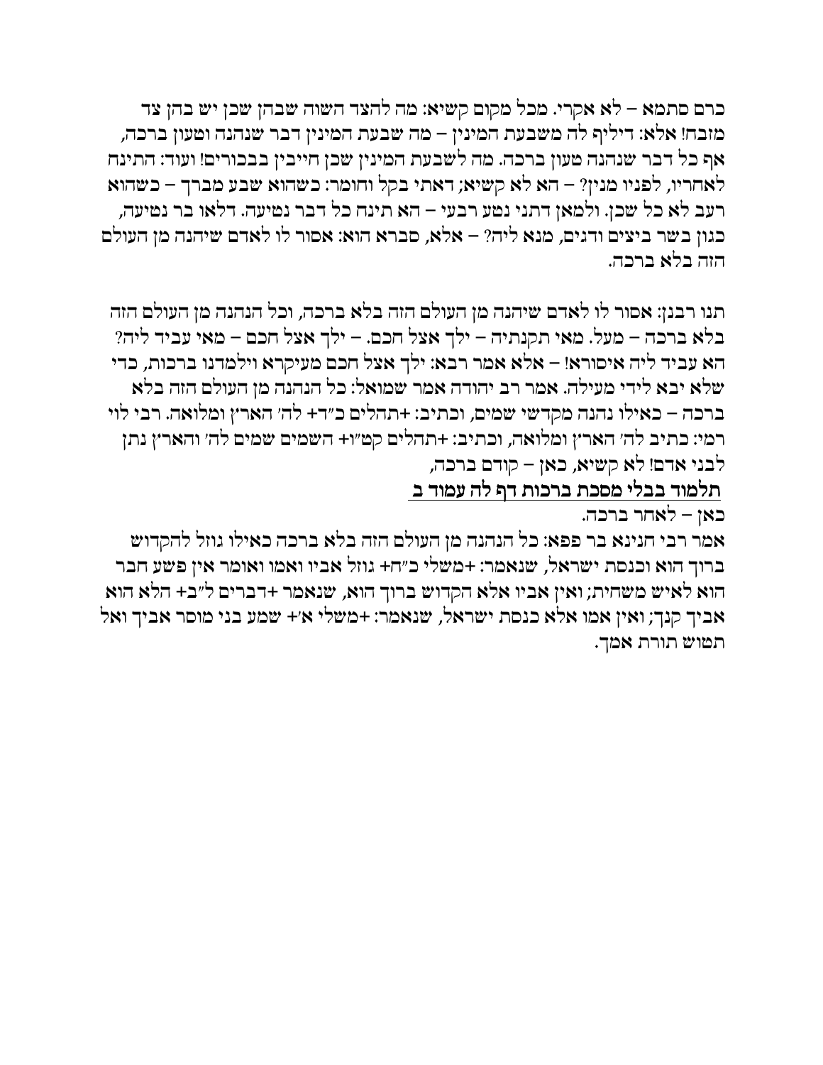כרם סתמא – לא אקרי. מכל מקום קשיא: מה להצד השוה שבהן שכן יש בהן צד מזבח! אלא: דיליף לה משבעת המינין – מה שבעת המינין דבר שנהנה וטעון ברכה, אף כל דבר שנהנה טעון ברכה. מה לשבעת המינין שכן חייבין בבכורים! ועוד: התינח לאחריו, לפניו מנין? – הא לא קשיא; דאתי בקל וחומר: כשהוא שבע מברך – כשהוא רעב לא כל שכן. ולמאן דתני נטע רבעי – הא תינח כל דבר נטיעה. דלאו בר נטיעה, כגון בשר ביצים ודגים, מנא ליה? – אלא, סברא הוא: אסור לו לאדם שיהנה מן העולם הזה בלא ברכה.

תנו רבנן: אסור לו לאדם שיהנה מן העולם הזה בלא ברכה, וכל הנהנה מן העולם הזה בלא ברכה – מעל. מאי תקנתיה – ילך אצל חכם. – ילך אצל חכם – מאי עביד ליה? הא עביד ליה איסורא! – אלא אמר רבא: ילך אצל חכם מעיקרא וילמדנו ברכות, כדי שלא יבא לידי מעילה. אמר רב יהודה אמר שמואל: כל הנהנה מן העולם הזה בלא ברכה – כאילו נהנה מקדשי שמים, וכתיב: +תהלים כ"ד+ לה' הארץ ומלואה. רבי לוי רמי: כתיב לה' הארץ ומלואה, וכתיב: +תהלים קט"ו+ השמים שמים לה' והארץ נתן לבני אדם! לא קשיא, כאן – קודם ברכה,

**<u>תלמוד בבלי מסכת ברכות דף לה עמוד ב</u>**

כאן – לאחר ברכה.

אמר רבי חנינא בר פפא: כל הנהנה מן העולם הזה בלא ברכה כאילו גוזל להקדוש ברוך הוא וכנסת ישראל, שנאמר: +משלי כ"ח+ גוזל אביו ואמו ואומר אין פשע חבר הוא לאיש משחית; ואין אביו אלא הקדוש ברוך הוא, שנאמר +דברים ל"ב+ הלא הוא אביך קנך; ואין אמו אלא כנסת ישראל, שנאמר: +משלי א'+ שמע בני מוסר אביך ואל תטוש תורת אמך.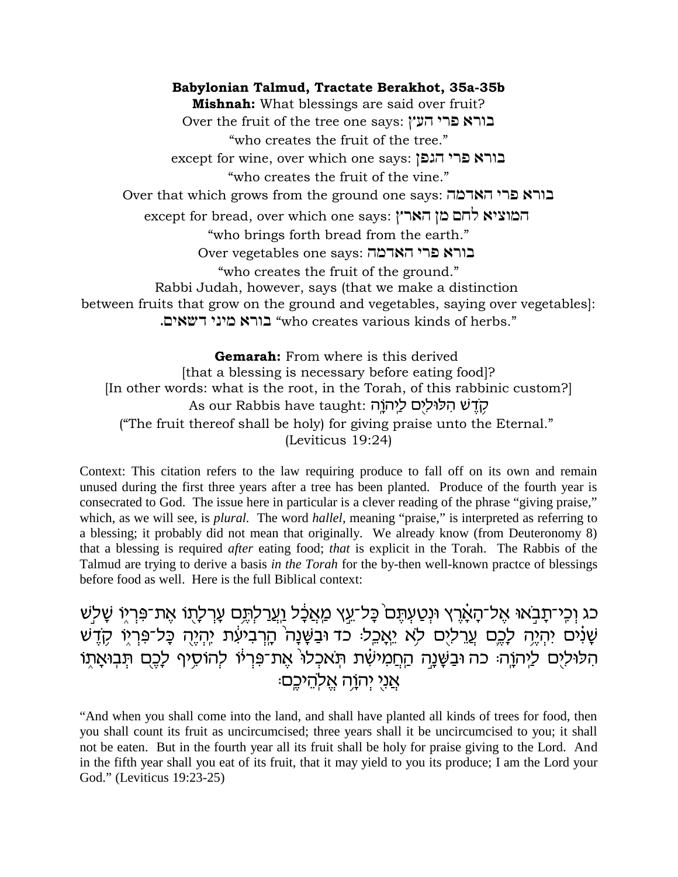**Babylonian Talmud, Tractate Berakhot, 35a-35b**

**Mishnah:** What blessings are said over fruit?

Over the fruit of the tree one says: בורא פרי העץ

"who creates the fruit of the tree."

except for wine, over which one says: בורא פרי הגפן

"who creates the fruit of the vine."

Over that which grows from the ground one says: בורא פרי האדמה

except for bread, over which one says: המוציא לחם מן הארץ

"who brings forth bread from the earth."

Over vegetables one says: בורא פרי האדמה

"who creates the fruit of the ground."

Rabbi Judah, however, says (that we make a distinction between fruits that grow on the ground and vegetables, saying over vegetables]: בורא מיני דשאים. "who creates various kinds of herbs."

**Gemarah:** From where is this derived

[that a blessing is necessary before eating food]?

[In other words: what is the root, in the Torah, of this rabbinic custom?]

As our Rabbis have taught: קֹדֶשׁ הִלּוּלִים לַיהוָה

("The fruit thereof shall be holy) for giving praise unto the Eternal."

(Leviticus 19:24)

Context: This citation refers to the law requiring produce to fall off on its own and remain unused during the first three years after a tree has been planted. Produce of the fourth year is consecrated to God. The issue here in particular is a clever reading of the phrase "giving praise," which, as we will see, is *plural*. The word *hallel*, meaning "praise," is interpreted as referring to a blessing; it probably did not mean that originally. We already know (from Deuteronomy 8) that a blessing is required *after* eating food; *that* is explicit in the Torah. The Rabbis of the Talmud are trying to derive a basis *in the Torah* for the by-then well-known practce of blessings before food as well. Here is the full Biblical context:

כג וְכִי־תָבֹאוּ אֶל־הָאָרֶץ וּנְטַעְתֶּם כָּל־עֵץ מַאֲכָל וַעֲרַלְתֶּם עָרְלָתוֹ אֶת־פִּרְיוֹ שָׁלֹשׁ שָׁנִים יִהְיֶה לָכֶם עֲרֵלִים לֹא יֵאָכֵל׃ כד וּבַשָּׁנָה הָרְבִיעִת יִהְיֶה כָּל־פִּרְיוֹ קֹדֶשׁ הִלּוּלִים לַיהוָה׃ כה וּבַשָּׁנָה הַחֲמִישִׁת תֹּאכְלוּ אֶת־פִּרְיוֹ לְהוֹסִיף לָכֶם תְּבוּאָתוֹ אֲנִי יְהוָה אֱלֹהֵיכֶם׃

"And when you shall come into the land, and shall have planted all kinds of trees for food, then you shall count its fruit as uncircumcised; three years shall it be uncircumcised to you; it shall not be eaten. But in the fourth year all its fruit shall be holy for praise giving to the Lord. And in the fifth year shall you eat of its fruit, that it may yield to you its produce; I am the Lord your God." (Leviticus 19:23-25)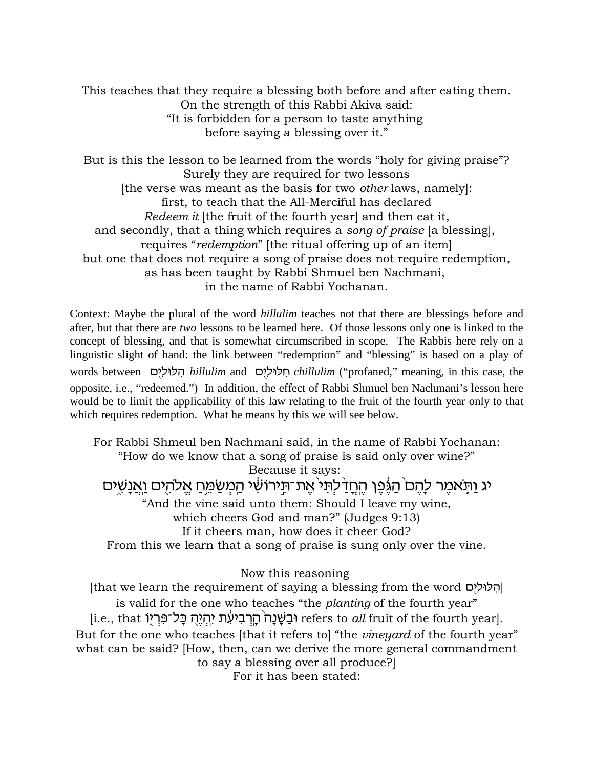This teaches that they require a blessing both before and after eating them.
On the strength of this Rabbi Akiva said:
"It is forbidden for a person to taste anything
before saying a blessing over it."

But is this the lesson to be learned from the words "holy for giving praise"?
Surely they are required for two lessons
[the verse was meant as the basis for two *other* laws, namely]:
first, to teach that the All-Merciful has declared
*Redeem it* [the fruit of the fourth year] and then eat it,
and secondly, that a thing which requires a *song of praise* [a blessing],
requires "*redemption*" [the ritual offering up of an item]
but one that does not require a song of praise does not require redemption,
as has been taught by Rabbi Shmuel ben Nachmani,
in the name of Rabbi Yochanan.

Context: Maybe the plural of the word *hillulim* teaches not that there are blessings before and after, but that there are *two* lessons to be learned here. Of those lessons only one is linked to the concept of blessing, and that is somewhat circumscribed in scope. The Rabbis here rely on a linguistic slight of hand: the link between "redemption" and "blessing" is based on a play of words between הִלּוּלִֽים *hillulim* and חִלּוּלִֽים *chillulim* ("profaned," meaning, in this case, the opposite, i.e., "redeemed.") In addition, the effect of Rabbi Shmuel ben Nachmani's lesson here would be to limit the applicability of this law relating to the fruit of the fourth year only to that which requires redemption. What he means by this we will see below.

For Rabbi Shmeul ben Nachmani said, in the name of Rabbi Yochanan:
"How do we know that a song of praise is said only over wine?"
Because it says:

יג וַתֹּאמֶר לָהֶם֙ הַגֶּ֔פֶן הֶחֳדַ֙לְתִּי֙ אֶת־תִּ֣ירוֹשִׁ֔י הַמְשַׂמֵּ֥חַ אֱלֹהִ֖ים וַאֲנָשִׁ֑ים

"And the vine said unto them: Should I leave my wine,
which cheers God and man?" (Judges 9:13)
If it cheers man, how does it cheer God?
From this we learn that a song of praise is sung only over the vine.

Now this reasoning
[that we learn the requirement of saying a blessing from the word הִלּוּלִֽים]
is valid for the one who teaches "the *planting* of the fourth year"
[i.e., that וּבַשָּׁנָה֙ הָֽרְבִיעִ֔ת יִהְיֶ֖ה כָּל־פִּרְי֑וֹ refers to *all* fruit of the fourth year].
But for the one who teaches [that it refers to] "the *vineyard* of the fourth year"
what can be said? [How, then, can we derive the more general commandment
to say a blessing over all produce?]
For it has been stated: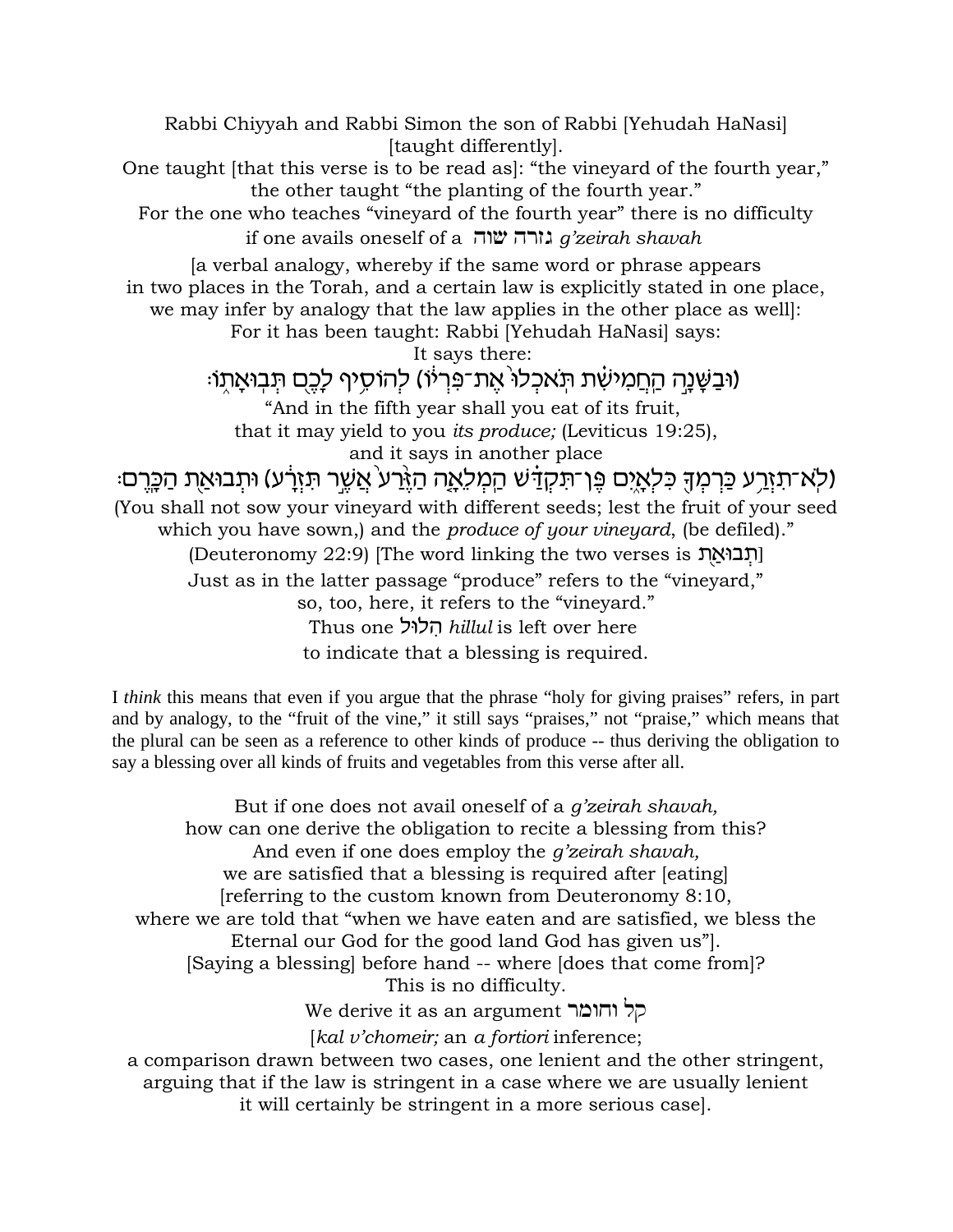Rabbi Chiyyah and Rabbi Simon the son of Rabbi [Yehudah HaNasi]
[taught differently].
One taught [that this verse is to be read as]: "the vineyard of the fourth year,"
the other taught "the planting of the fourth year."
For the one who teaches "vineyard of the fourth year" there is no difficulty
if one avails oneself of a גזרה שוה *g'zeirah shavah*

[a verbal analogy, whereby if the same word or phrase appears
in two places in the Torah, and a certain law is explicitly stated in one place,
we may infer by analogy that the law applies in the other place as well]:
For it has been taught: Rabbi [Yehudah HaNasi] says:
It says there:

(וּבַשָּׁנָ֣ה הַחֲמִישִׁ֗ת תֹּֽאכְלוּ֙ אֶת־פִּרְי֔וֹ) לְהוֹסִ֥יף לָכֶ֖ם תְּבוּאָת֑וֹ׃

"And in the fifth year shall you eat of its fruit,
that it may yield to you *its produce;* (Leviticus 19:25),
and it says in another place

(לֹא־תִזְרַ֥ע כַּרְמְךָ֖ כִּלְאָ֑יִם פֶּן־תִּקְדַּ֗שׁ הַֽמְלֵאָ֤ה הַזֶּ֙רַע֙ אֲשֶׁ֣ר תִּזְרָ֔ע) וּתְבוּאַ֖ת הַכָּֽרֶם׃

(You shall not sow your vineyard with different seeds; lest the fruit of your seed
which you have sown,) and the *produce of your vineyard*, (be defiled)."
(Deuteronomy 22:9) [The word linking the two verses is תְּבוּאַת]
Just as in the latter passage "produce" refers to the "vineyard,"
so, too, here, it refers to the "vineyard."
Thus one הִלוּל *hillul* is left over here
to indicate that a blessing is required.

I *think* this means that even if you argue that the phrase "holy for giving praises" refers, in part and by analogy, to the "fruit of the vine," it still says "praises," not "praise," which means that the plural can be seen as a reference to other kinds of produce -- thus deriving the obligation to say a blessing over all kinds of fruits and vegetables from this verse after all.

But if one does not avail oneself of a *g'zeirah shavah,*
how can one derive the obligation to recite a blessing from this?
And even if one does employ the *g'zeirah shavah,*
we are satisfied that a blessing is required after [eating]
[referring to the custom known from Deuteronomy 8:10,
where we are told that "when we have eaten and are satisfied, we bless the
Eternal our God for the good land God has given us"].
[Saying a blessing] before hand -- where [does that come from]?
This is no difficulty.
We derive it as an argument קַל וחומר

[*kal v'chomeir;* an *a fortiori* inference;
a comparison drawn between two cases, one lenient and the other stringent,
arguing that if the law is stringent in a case where we are usually lenient
it will certainly be stringent in a more serious case].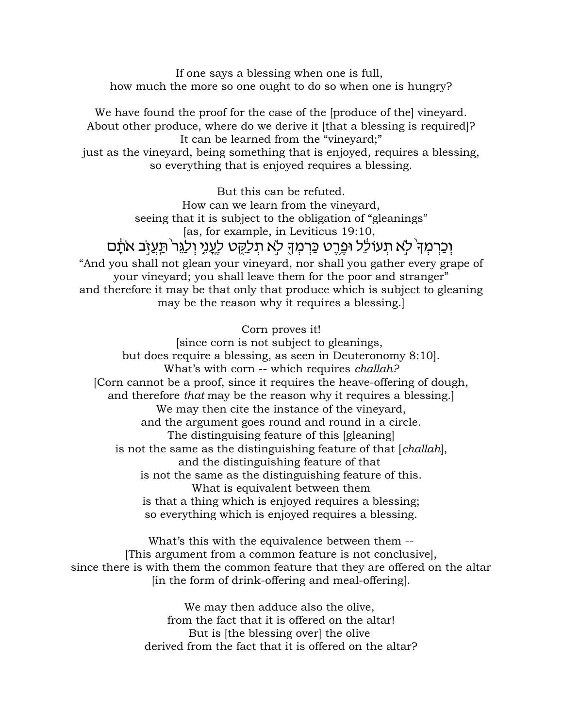If one says a blessing when one is full,
how much the more so one ought to do so when one is hungry?

We have found the proof for the case of the [produce of the] vineyard.
About other produce, where do we derive it [that a blessing is required]?
It can be learned from the "vineyard;"
just as the vineyard, being something that is enjoyed, requires a blessing,
so everything that is enjoyed requires a blessing.

But this can be refuted.
How can we learn from the vineyard,
seeing that it is subject to the obligation of "gleanings"
[as, for example, in Leviticus 19:10,

וְכַרְמְךָ֙ לֹ֣א תְעוֹלֵ֔ל וּפֶ֥רֶט כַּרְמְךָ֖ לֹ֣א תְלַקֵּ֑ט לֶֽעָנִ֤י וְלַגֵּר֙ תַּעֲזֹ֣ב אֹתָ֔ם

"And you shall not glean your vineyard, nor shall you gather every grape of
your vineyard; you shall leave them for the poor and stranger"
and therefore it may be that only that produce which is subject to gleaning
may be the reason why it requires a blessing.]

Corn proves it!
[since corn is not subject to gleanings,
but does require a blessing, as seen in Deuteronomy 8:10].
What's with corn -- which requires *challah?*
[Corn cannot be a proof, since it requires the heave-offering of dough,
and therefore *that* may be the reason why it requires a blessing.]
We may then cite the instance of the vineyard,
and the argument goes round and round in a circle.
The distinguising feature of this [gleaning]
is not the same as the distinguishing feature of that [*challah*],
and the distinguishing feature of that
is not the same as the distinguishing feature of this.
What is equivalent between them
is that a thing which is enjoyed requires a blessing;
so everything which is enjoyed requires a blessing.

What's this with the equivalence between them --
[This argument from a common feature is not conclusive],
since there is with them the common feature that they are offered on the altar
[in the form of drink-offering and meal-offering].

We may then adduce also the olive,
from the fact that it is offered on the altar!
But is [the blessing over] the olive
derived from the fact that it is offered on the altar?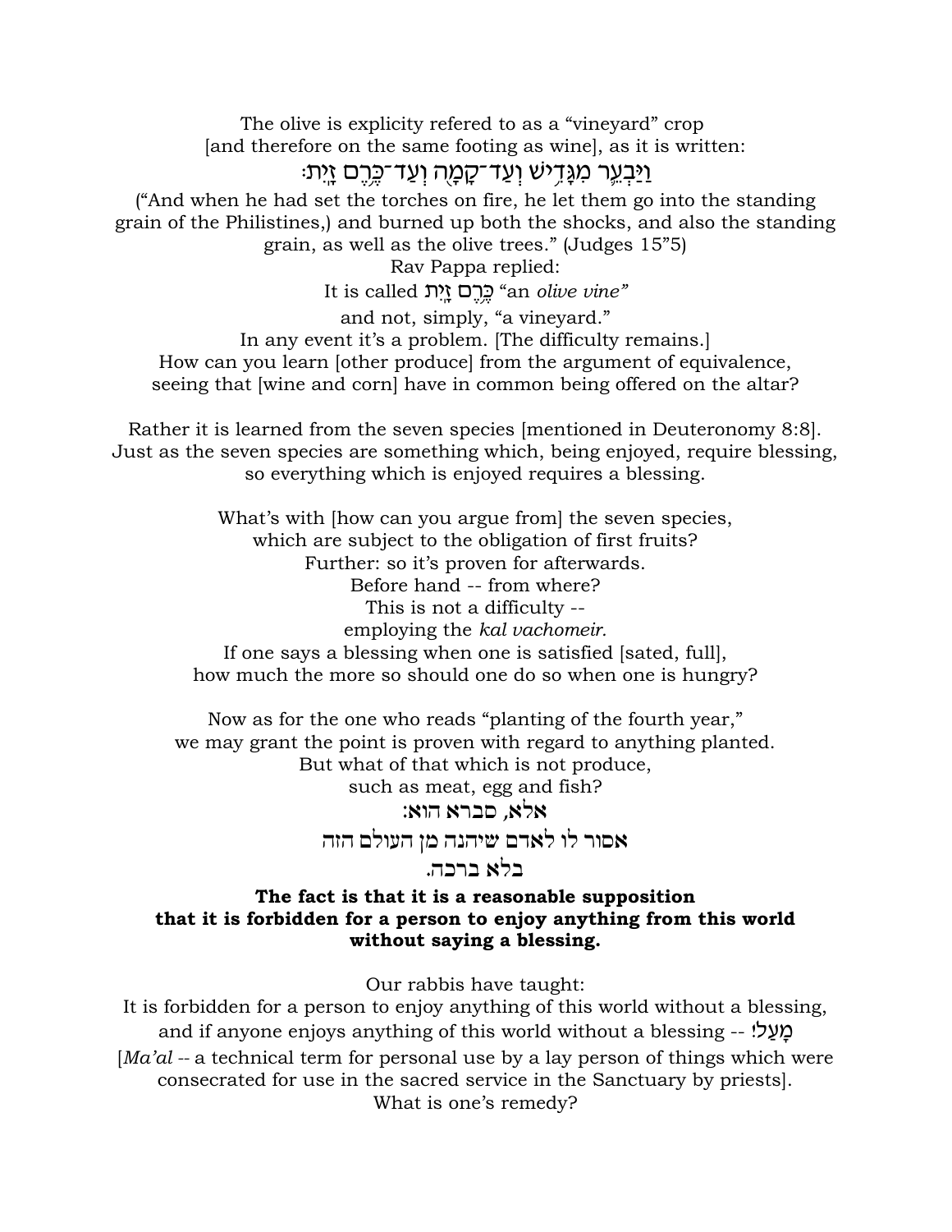The olive is explicity refered to as a "vineyard" crop
[and therefore on the same footing as wine], as it is written:

וַיַּבְעֵר מִגָּדִישׁ וְעַד־קָמָה וְעַד־כֶּרֶם זָיִת׃

("And when he had set the torches on fire, he let them go into the standing grain of the Philistines,) and burned up both the shocks, and also the standing grain, as well as the olive trees." (Judges 15"5)

Rav Pappa replied:

It is called כֶּרֶם זָיִת "an *olive vine"*

and not, simply, "a vineyard."

In any event it's a problem. [The difficulty remains.]

How can you learn [other produce] from the argument of equivalence, seeing that [wine and corn] have in common being offered on the altar?

Rather it is learned from the seven species [mentioned in Deuteronomy 8:8].
Just as the seven species are something which, being enjoyed, require blessing, so everything which is enjoyed requires a blessing.

What's with [how can you argue from] the seven species,
which are subject to the obligation of first fruits?
Further: so it's proven for afterwards.
Before hand -- from where?
This is not a difficulty --
employing the *kal vachomeir.*
If one says a blessing when one is satisfied [sated, full],
how much the more so should one do so when one is hungry?

Now as for the one who reads "planting of the fourth year,"
we may grant the point is proven with regard to anything planted.
But what of that which is not produce,
such as meat, egg and fish?

**אלא, סברא הוא:**

**אסור לו לאדם שיהנה מן העולם הזה**

**בלא ברכה.**

**The fact is that it is a reasonable supposition that it is forbidden for a person to enjoy anything from this world without saying a blessing.**

Our rabbis have taught:
It is forbidden for a person to enjoy anything of this world without a blessing,
and if anyone enjoys anything of this world without a blessing -- !מָעַל
[*Ma'al* -- a technical term for personal use by a lay person of things which were consecrated for use in the sacred service in the Sanctuary by priests].
What is one's remedy?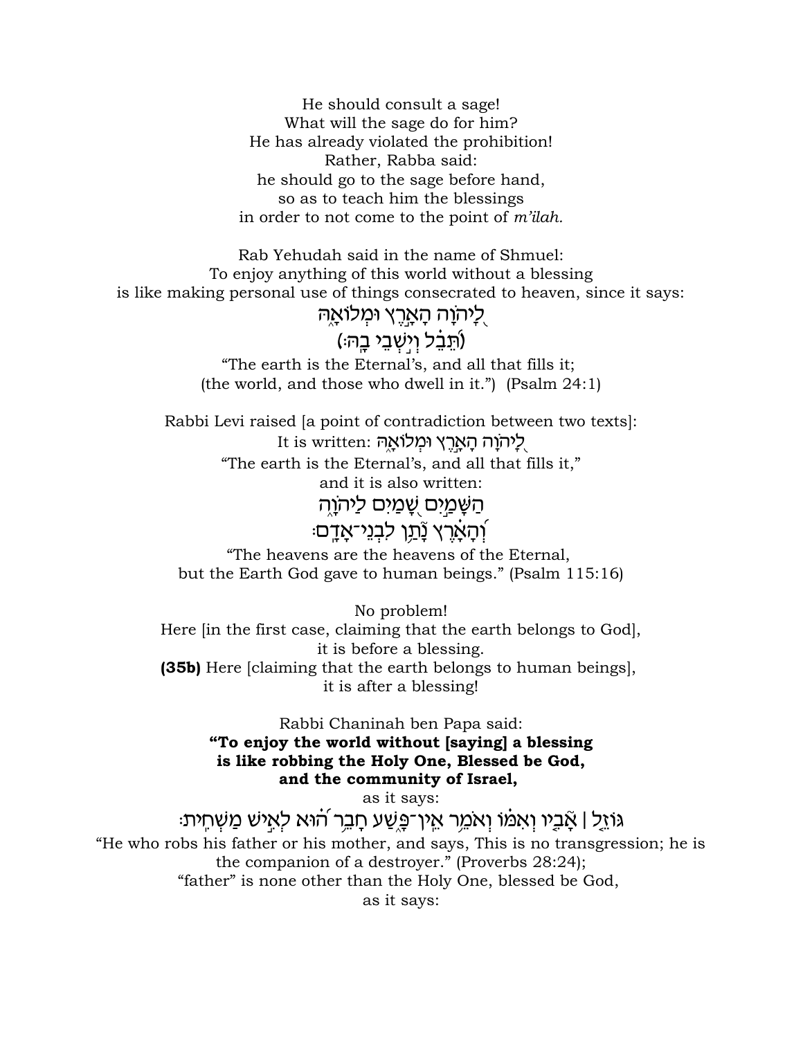He should consult a sage!
What will the sage do for him?
He has already violated the prohibition!
Rather, Rabba said:
he should go to the sage before hand,
so as to teach him the blessings
in order to not come to the point of *m'ilah.*

Rab Yehudah said in the name of Shmuel:
To enjoy anything of this world without a blessing
is like making personal use of things consecrated to heaven, since it says:

לַ֭יהֹוָה הָאָ֣רֶץ וּמְלוֹאָ֑הּ
(תֵּ֝בֵ֗ל וְיֹ֣שְׁבֵי בָֽהּ׃)

"The earth is the Eternal's, and all that fills it;
(the world, and those who dwell in it.") (Psalm 24:1)

Rabbi Levi raised [a point of contradiction between two texts]:
It is written: לַ֭יהֹוָה הָאָ֣רֶץ וּמְלוֹאָ֑הּ
"The earth is the Eternal's, and all that fills it,"
and it is also written:

הַשָּׁמַ֣יִם ֭שָׁמַיִם לַיהֹוָ֑ה
וְ֝הָאָ֗רֶץ נָתַ֥ן לִבְנֵי־אָדָֽם׃

"The heavens are the heavens of the Eternal,
but the Earth God gave to human beings." (Psalm 115:16)

No problem!
Here [in the first case, claiming that the earth belongs to God],
it is before a blessing.
**(35b)** Here [claiming that the earth belongs to human beings],
it is after a blessing!

Rabbi Chaninah ben Papa said:
**"To enjoy the world without [saying] a blessing
is like robbing the Holy One, Blessed be God,
and the community of Israel,**
as it says:

גּוֹזֵ֤ל ׀ אָבִ֡יו וְאִמּ֗וֹ וְאֹמֵ֥ר אֵֽין־פָּ֑שַׁע חָבֵ֥ר ה֝֗וּא לְאִ֣ישׁ מַשְׁחִֽית׃

"He who robs his father or his mother, and says, This is no transgression; he is the companion of a destroyer." (Proverbs 28:24);
"father" is none other than the Holy One, blessed be God,
as it says: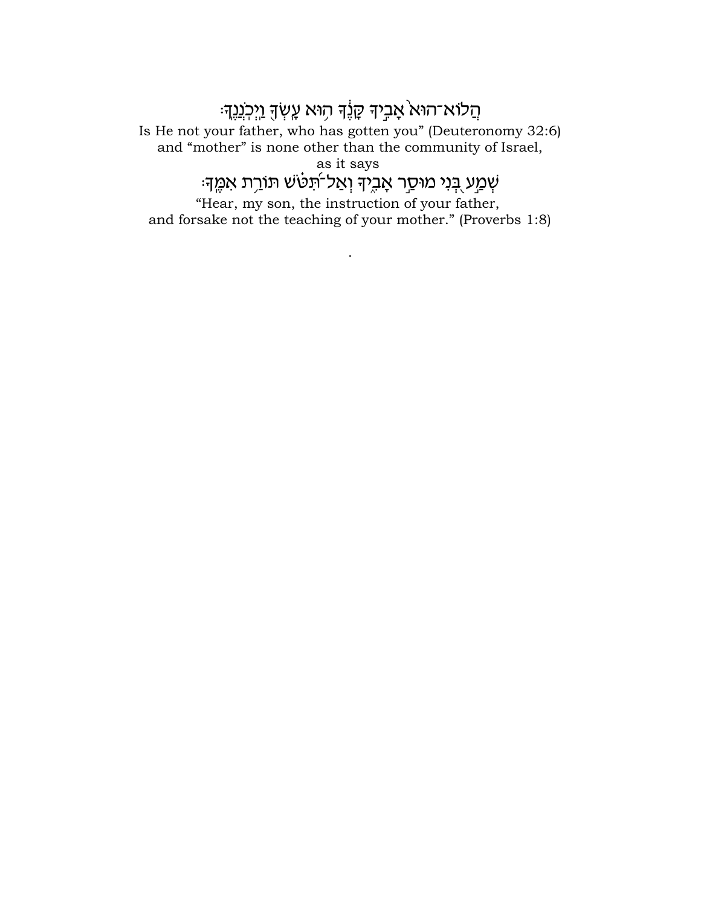הֲלוֹא־הוּא֙ אָבִ֣יךָ קָּנֶ֔ךָ ה֥וּא עָֽשְׂךָ֖ וַֽיְכֹנְנֶֽךָ׃

Is He not your father, who has gotten you” (Deuteronomy 32:6)
and “mother” is none other than the community of Israel,
as it says

שְׁמַ֣ע בְּ֭נִי מוּסַ֣ר אָבִ֑יךָ וְאַל־תִּ֝טֹּ֗שׁ תּוֹרַ֥ת אִמֶּֽךָ׃

“Hear, my son, the instruction of your father,
and forsake not the teaching of your mother.” (Proverbs 1:8)

.